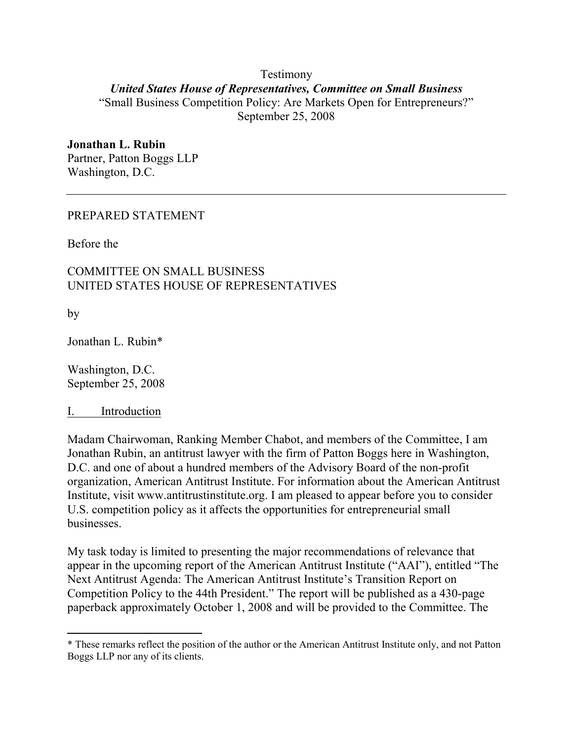Testimony

***United States House of Representatives, Committee on Small Business***

"Small Business Competition Policy: Are Markets Open for Entrepreneurs?"

September 25, 2008

**Jonathan L. Rubin**
Partner, Patton Boggs LLP
Washington, D.C.

---

PREPARED STATEMENT

Before the

COMMITTEE ON SMALL BUSINESS
UNITED STATES HOUSE OF REPRESENTATIVES

by

Jonathan L. Rubin*

Washington, D.C.
September 25, 2008

## I. Introduction

Madam Chairwoman, Ranking Member Chabot, and members of the Committee, I am Jonathan Rubin, an antitrust lawyer with the firm of Patton Boggs here in Washington, D.C. and one of about a hundred members of the Advisory Board of the non-profit organization, American Antitrust Institute. For information about the American Antitrust Institute, visit www.antitrustinstitute.org. I am pleased to appear before you to consider U.S. competition policy as it affects the opportunities for entrepreneurial small businesses.

My task today is limited to presenting the major recommendations of relevance that appear in the upcoming report of the American Antitrust Institute ("AAI"), entitled "The Next Antitrust Agenda: The American Antitrust Institute's Transition Report on Competition Policy to the 44th President." The report will be published as a 430-page paperback approximately October 1, 2008 and will be provided to the Committee. The

---

* These remarks reflect the position of the author or the American Antitrust Institute only, and not Patton Boggs LLP nor any of its clients.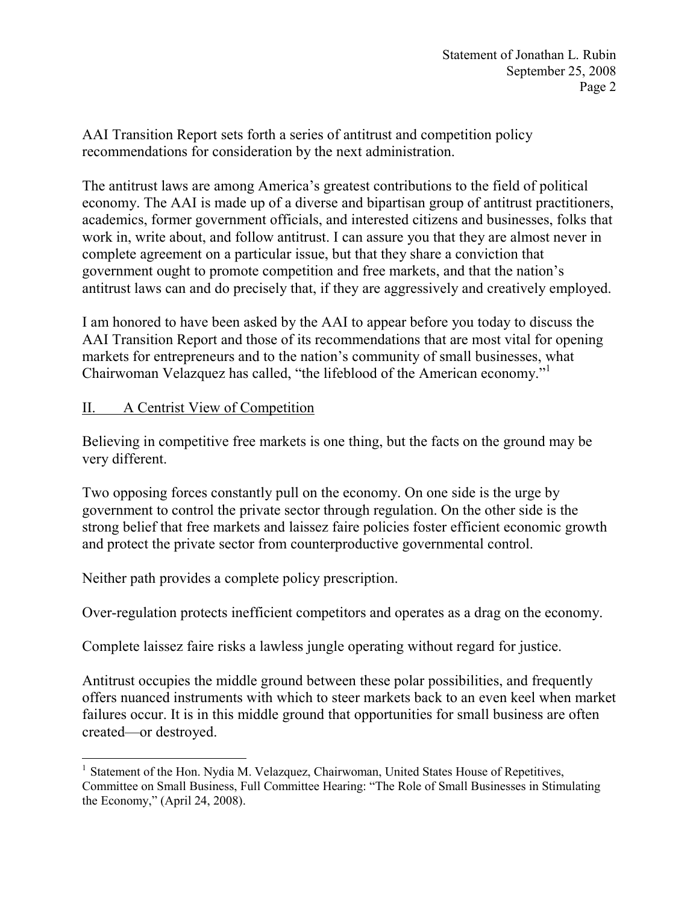AAI Transition Report sets forth a series of antitrust and competition policy recommendations for consideration by the next administration.

The antitrust laws are among America's greatest contributions to the field of political economy. The AAI is made up of a diverse and bipartisan group of antitrust practitioners, academics, former government officials, and interested citizens and businesses, folks that work in, write about, and follow antitrust. I can assure you that they are almost never in complete agreement on a particular issue, but that they share a conviction that government ought to promote competition and free markets, and that the nation's antitrust laws can and do precisely that, if they are aggressively and creatively employed.

I am honored to have been asked by the AAI to appear before you today to discuss the AAI Transition Report and those of its recommendations that are most vital for opening markets for entrepreneurs and to the nation's community of small businesses, what Chairwoman Velazquez has called, "the lifeblood of the American economy."[1]

## II. A Centrist View of Competition

Believing in competitive free markets is one thing, but the facts on the ground may be very different.

Two opposing forces constantly pull on the economy. On one side is the urge by government to control the private sector through regulation. On the other side is the strong belief that free markets and laissez faire policies foster efficient economic growth and protect the private sector from counterproductive governmental control.

Neither path provides a complete policy prescription.

Over-regulation protects inefficient competitors and operates as a drag on the economy.

Complete laissez faire risks a lawless jungle operating without regard for justice.

Antitrust occupies the middle ground between these polar possibilities, and frequently offers nuanced instruments with which to steer markets back to an even keel when market failures occur. It is in this middle ground that opportunities for small business are often created—or destroyed.

---

[1] Statement of the Hon. Nydia M. Velazquez, Chairwoman, United States House of Repetitives, Committee on Small Business, Full Committee Hearing: "The Role of Small Businesses in Stimulating the Economy," (April 24, 2008).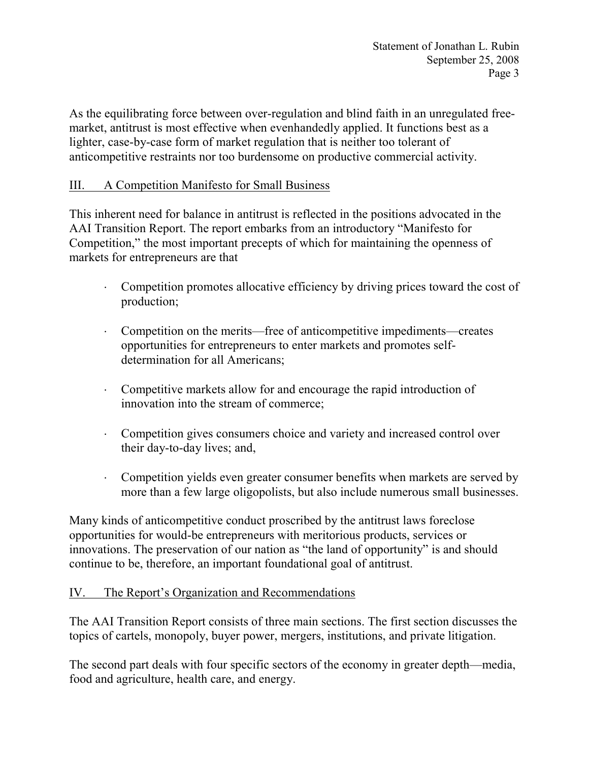As the equilibrating force between over-regulation and blind faith in an unregulated free-market, antitrust is most effective when evenhandedly applied. It functions best as a lighter, case-by-case form of market regulation that is neither too tolerant of anticompetitive restraints nor too burdensome on productive commercial activity.

## III. A Competition Manifesto for Small Business

This inherent need for balance in antitrust is reflected in the positions advocated in the AAI Transition Report. The report embarks from an introductory "Manifesto for Competition," the most important precepts of which for maintaining the openness of markets for entrepreneurs are that

- Competition promotes allocative efficiency by driving prices toward the cost of production;
- Competition on the merits—free of anticompetitive impediments—creates opportunities for entrepreneurs to enter markets and promotes self-determination for all Americans;
- Competitive markets allow for and encourage the rapid introduction of innovation into the stream of commerce;
- Competition gives consumers choice and variety and increased control over their day-to-day lives; and,
- Competition yields even greater consumer benefits when markets are served by more than a few large oligopolists, but also include numerous small businesses.

Many kinds of anticompetitive conduct proscribed by the antitrust laws foreclose opportunities for would-be entrepreneurs with meritorious products, services or innovations. The preservation of our nation as "the land of opportunity" is and should continue to be, therefore, an important foundational goal of antitrust.

## IV. The Report's Organization and Recommendations

The AAI Transition Report consists of three main sections. The first section discusses the topics of cartels, monopoly, buyer power, mergers, institutions, and private litigation.

The second part deals with four specific sectors of the economy in greater depth—media, food and agriculture, health care, and energy.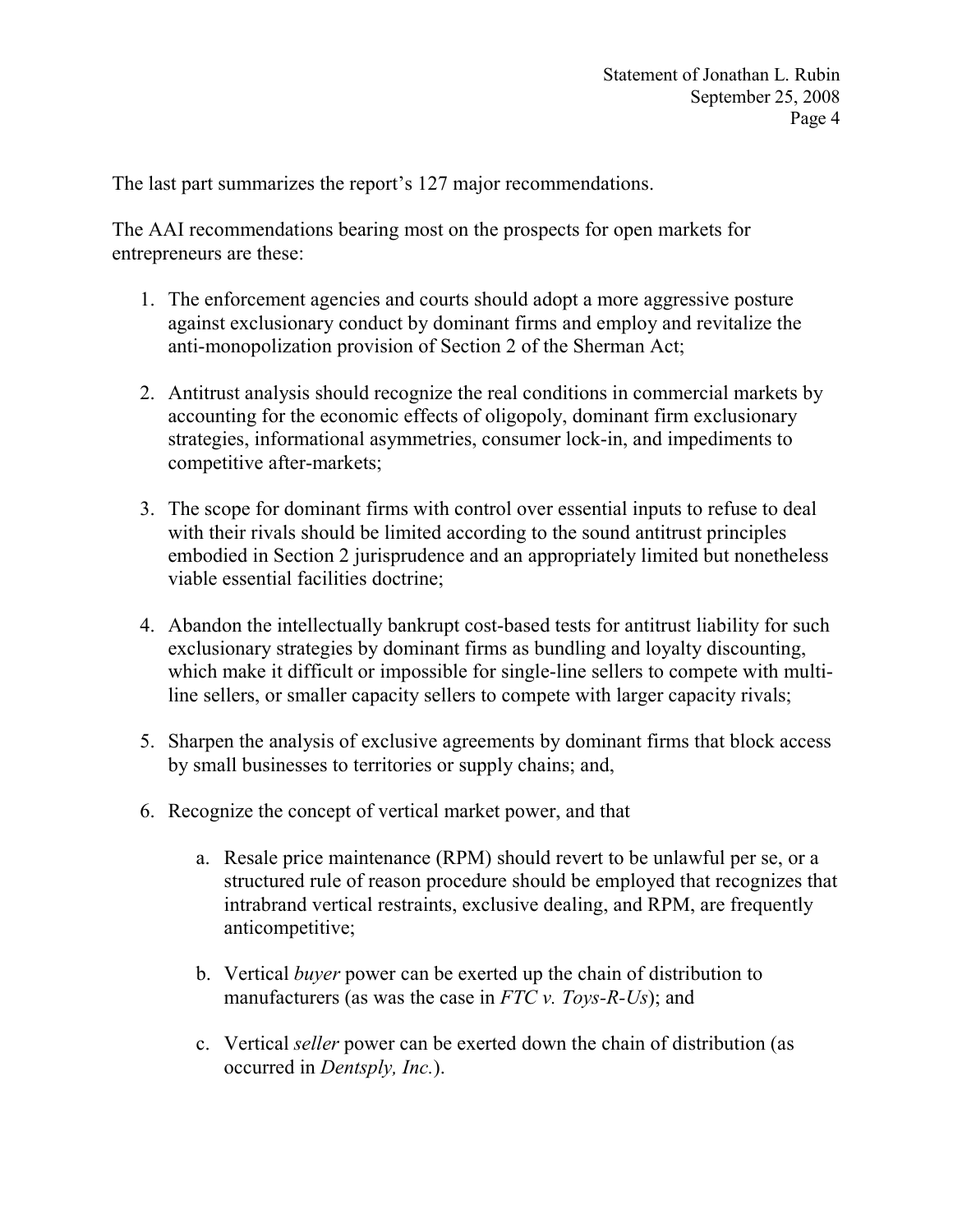The last part summarizes the report's 127 major recommendations.

The AAI recommendations bearing most on the prospects for open markets for entrepreneurs are these:

1. The enforcement agencies and courts should adopt a more aggressive posture against exclusionary conduct by dominant firms and employ and revitalize the anti-monopolization provision of Section 2 of the Sherman Act;

2. Antitrust analysis should recognize the real conditions in commercial markets by accounting for the economic effects of oligopoly, dominant firm exclusionary strategies, informational asymmetries, consumer lock-in, and impediments to competitive after-markets;

3. The scope for dominant firms with control over essential inputs to refuse to deal with their rivals should be limited according to the sound antitrust principles embodied in Section 2 jurisprudence and an appropriately limited but nonetheless viable essential facilities doctrine;

4. Abandon the intellectually bankrupt cost-based tests for antitrust liability for such exclusionary strategies by dominant firms as bundling and loyalty discounting, which make it difficult or impossible for single-line sellers to compete with multi-line sellers, or smaller capacity sellers to compete with larger capacity rivals;

5. Sharpen the analysis of exclusive agreements by dominant firms that block access by small businesses to territories or supply chains; and,

6. Recognize the concept of vertical market power, and that

   a. Resale price maintenance (RPM) should revert to be unlawful per se, or a structured rule of reason procedure should be employed that recognizes that intrabrand vertical restraints, exclusive dealing, and RPM, are frequently anticompetitive;

   b. Vertical *buyer* power can be exerted up the chain of distribution to manufacturers (as was the case in *FTC v. Toys-R-Us*); and

   c. Vertical *seller* power can be exerted down the chain of distribution (as occurred in *Dentsply, Inc.*).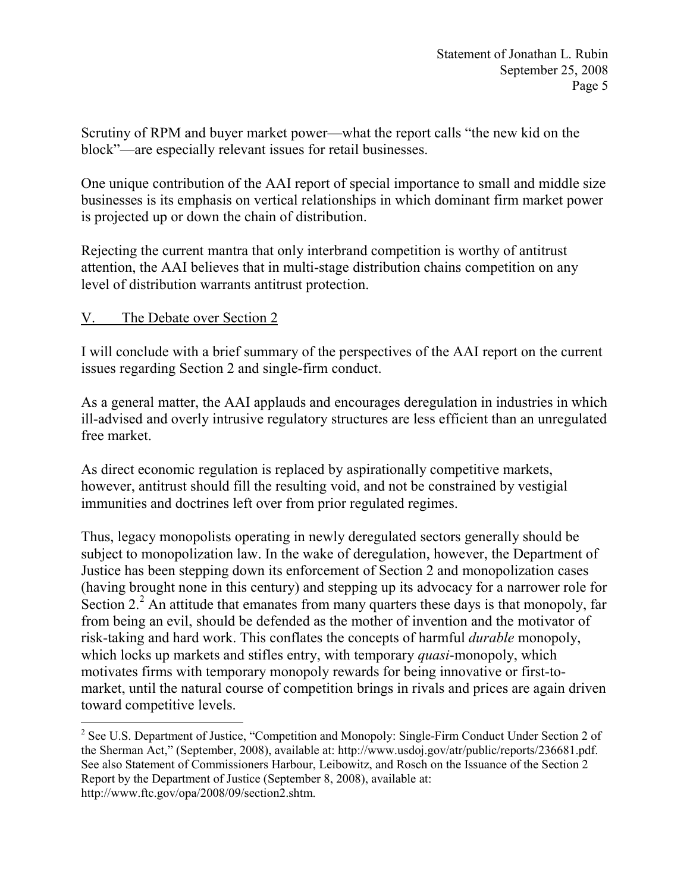Scrutiny of RPM and buyer market power—what the report calls "the new kid on the block"—are especially relevant issues for retail businesses.

One unique contribution of the AAI report of special importance to small and middle size businesses is its emphasis on vertical relationships in which dominant firm market power is projected up or down the chain of distribution.

Rejecting the current mantra that only interbrand competition is worthy of antitrust attention, the AAI believes that in multi-stage distribution chains competition on any level of distribution warrants antitrust protection.

## V. The Debate over Section 2

I will conclude with a brief summary of the perspectives of the AAI report on the current issues regarding Section 2 and single-firm conduct.

As a general matter, the AAI applauds and encourages deregulation in industries in which ill-advised and overly intrusive regulatory structures are less efficient than an unregulated free market.

As direct economic regulation is replaced by aspirationally competitive markets, however, antitrust should fill the resulting void, and not be constrained by vestigial immunities and doctrines left over from prior regulated regimes.

Thus, legacy monopolists operating in newly deregulated sectors generally should be subject to monopolization law. In the wake of deregulation, however, the Department of Justice has been stepping down its enforcement of Section 2 and monopolization cases (having brought none in this century) and stepping up its advocacy for a narrower role for Section 2.[2] An attitude that emanates from many quarters these days is that monopoly, far from being an evil, should be defended as the mother of invention and the motivator of risk-taking and hard work. This conflates the concepts of harmful *durable* monopoly, which locks up markets and stifles entry, with temporary *quasi*-monopoly, which motivates firms with temporary monopoly rewards for being innovative or first-to-market, until the natural course of competition brings in rivals and prices are again driven toward competitive levels.

---

[2] See U.S. Department of Justice, "Competition and Monopoly: Single-Firm Conduct Under Section 2 of the Sherman Act," (September, 2008), available at: http://www.usdoj.gov/atr/public/reports/236681.pdf. See also Statement of Commissioners Harbour, Leibowitz, and Rosch on the Issuance of the Section 2 Report by the Department of Justice (September 8, 2008), available at: http://www.ftc.gov/opa/2008/09/section2.shtm.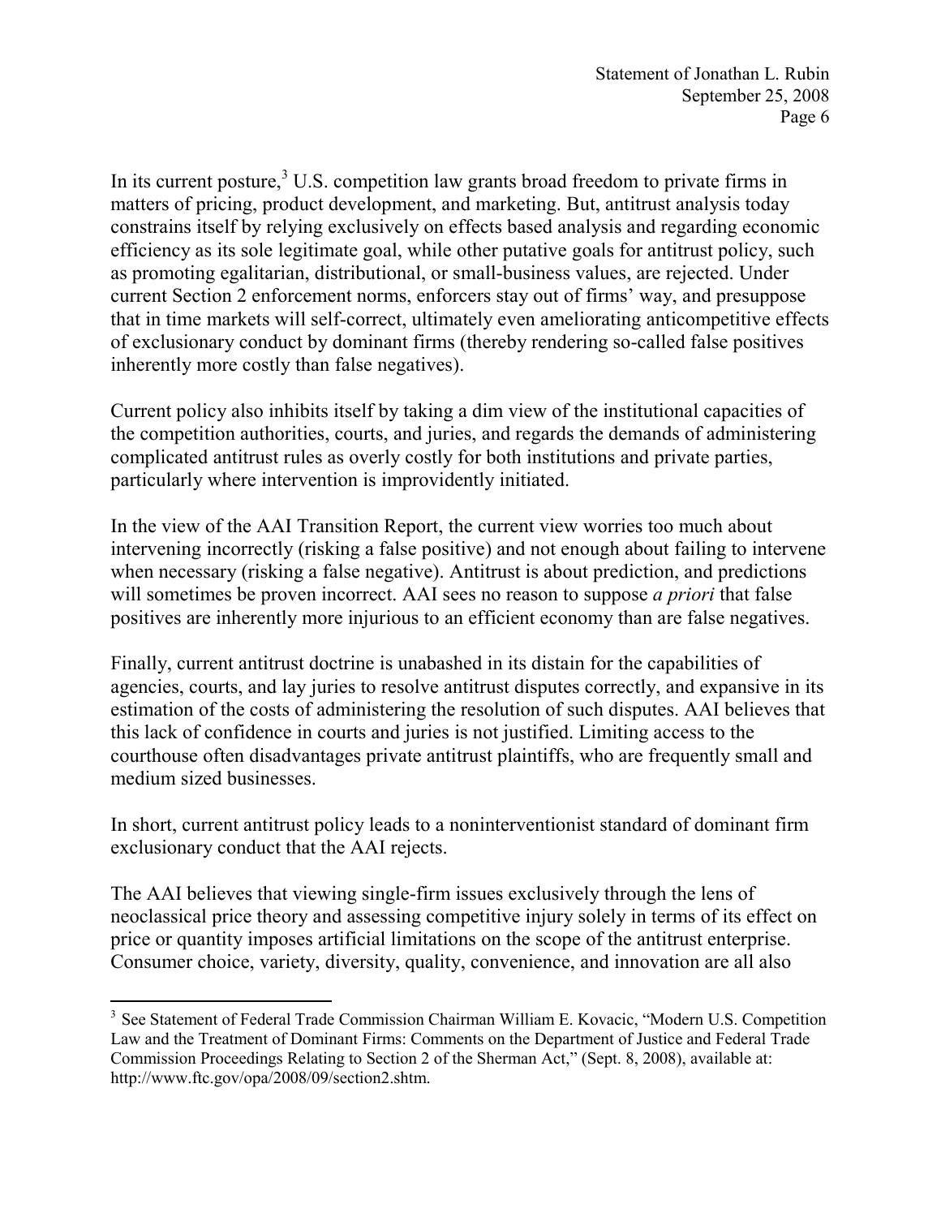In its current posture,[3] U.S. competition law grants broad freedom to private firms in matters of pricing, product development, and marketing. But, antitrust analysis today constrains itself by relying exclusively on effects based analysis and regarding economic efficiency as its sole legitimate goal, while other putative goals for antitrust policy, such as promoting egalitarian, distributional, or small-business values, are rejected. Under current Section 2 enforcement norms, enforcers stay out of firms' way, and presuppose that in time markets will self-correct, ultimately even ameliorating anticompetitive effects of exclusionary conduct by dominant firms (thereby rendering so-called false positives inherently more costly than false negatives).

Current policy also inhibits itself by taking a dim view of the institutional capacities of the competition authorities, courts, and juries, and regards the demands of administering complicated antitrust rules as overly costly for both institutions and private parties, particularly where intervention is improvidently initiated.

In the view of the AAI Transition Report, the current view worries too much about intervening incorrectly (risking a false positive) and not enough about failing to intervene when necessary (risking a false negative). Antitrust is about prediction, and predictions will sometimes be proven incorrect. AAI sees no reason to suppose *a priori* that false positives are inherently more injurious to an efficient economy than are false negatives.

Finally, current antitrust doctrine is unabashed in its distain for the capabilities of agencies, courts, and lay juries to resolve antitrust disputes correctly, and expansive in its estimation of the costs of administering the resolution of such disputes. AAI believes that this lack of confidence in courts and juries is not justified. Limiting access to the courthouse often disadvantages private antitrust plaintiffs, who are frequently small and medium sized businesses.

In short, current antitrust policy leads to a noninterventionist standard of dominant firm exclusionary conduct that the AAI rejects.

The AAI believes that viewing single-firm issues exclusively through the lens of neoclassical price theory and assessing competitive injury solely in terms of its effect on price or quantity imposes artificial limitations on the scope of the antitrust enterprise. Consumer choice, variety, diversity, quality, convenience, and innovation are all also

---

[3] See Statement of Federal Trade Commission Chairman William E. Kovacic, "Modern U.S. Competition Law and the Treatment of Dominant Firms: Comments on the Department of Justice and Federal Trade Commission Proceedings Relating to Section 2 of the Sherman Act," (Sept. 8, 2008), available at: http://www.ftc.gov/opa/2008/09/section2.shtm.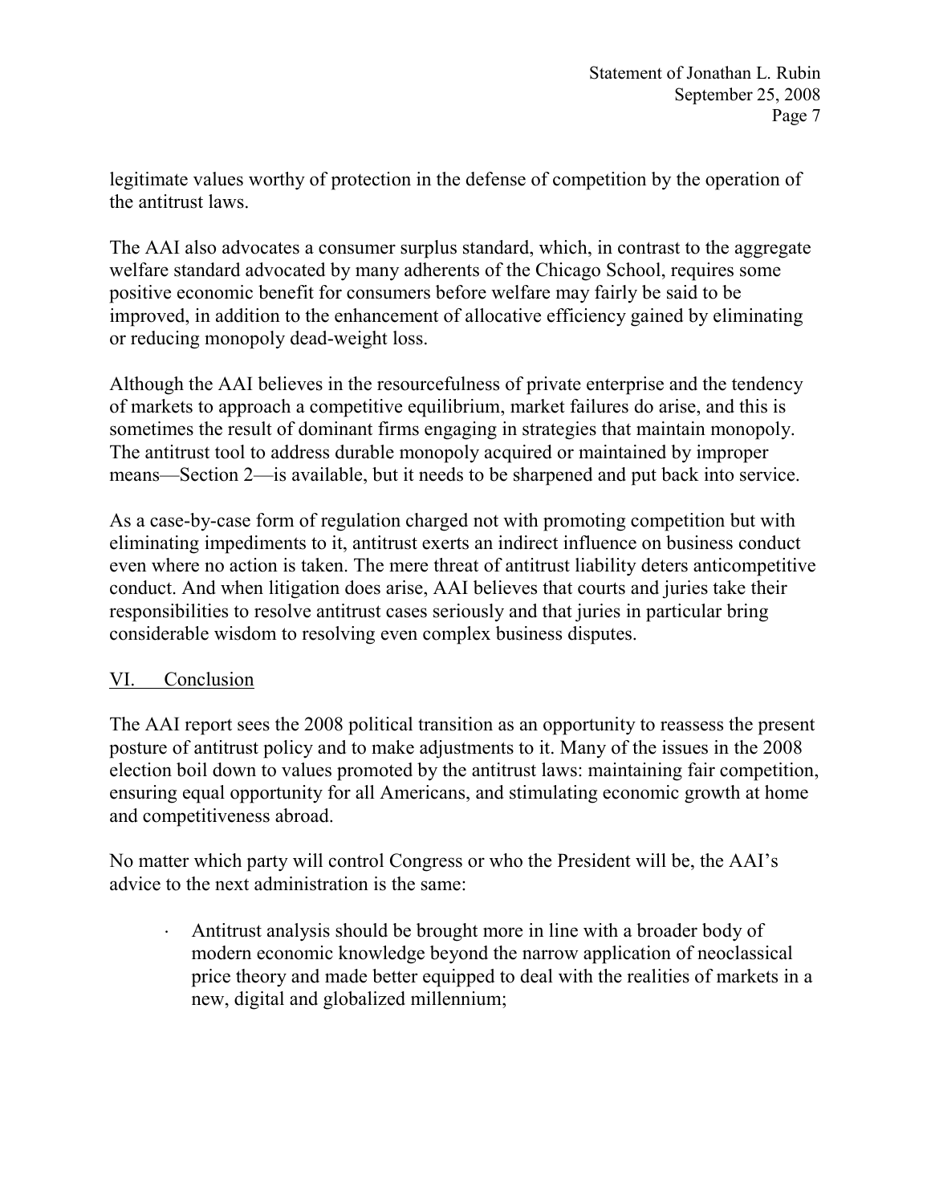legitimate values worthy of protection in the defense of competition by the operation of the antitrust laws.

The AAI also advocates a consumer surplus standard, which, in contrast to the aggregate welfare standard advocated by many adherents of the Chicago School, requires some positive economic benefit for consumers before welfare may fairly be said to be improved, in addition to the enhancement of allocative efficiency gained by eliminating or reducing monopoly dead-weight loss.

Although the AAI believes in the resourcefulness of private enterprise and the tendency of markets to approach a competitive equilibrium, market failures do arise, and this is sometimes the result of dominant firms engaging in strategies that maintain monopoly. The antitrust tool to address durable monopoly acquired or maintained by improper means—Section 2—is available, but it needs to be sharpened and put back into service.

As a case-by-case form of regulation charged not with promoting competition but with eliminating impediments to it, antitrust exerts an indirect influence on business conduct even where no action is taken. The mere threat of antitrust liability deters anticompetitive conduct. And when litigation does arise, AAI believes that courts and juries take their responsibilities to resolve antitrust cases seriously and that juries in particular bring considerable wisdom to resolving even complex business disputes.

## VI. Conclusion

The AAI report sees the 2008 political transition as an opportunity to reassess the present posture of antitrust policy and to make adjustments to it. Many of the issues in the 2008 election boil down to values promoted by the antitrust laws: maintaining fair competition, ensuring equal opportunity for all Americans, and stimulating economic growth at home and competitiveness abroad.

No matter which party will control Congress or who the President will be, the AAI's advice to the next administration is the same:

- Antitrust analysis should be brought more in line with a broader body of modern economic knowledge beyond the narrow application of neoclassical price theory and made better equipped to deal with the realities of markets in a new, digital and globalized millennium;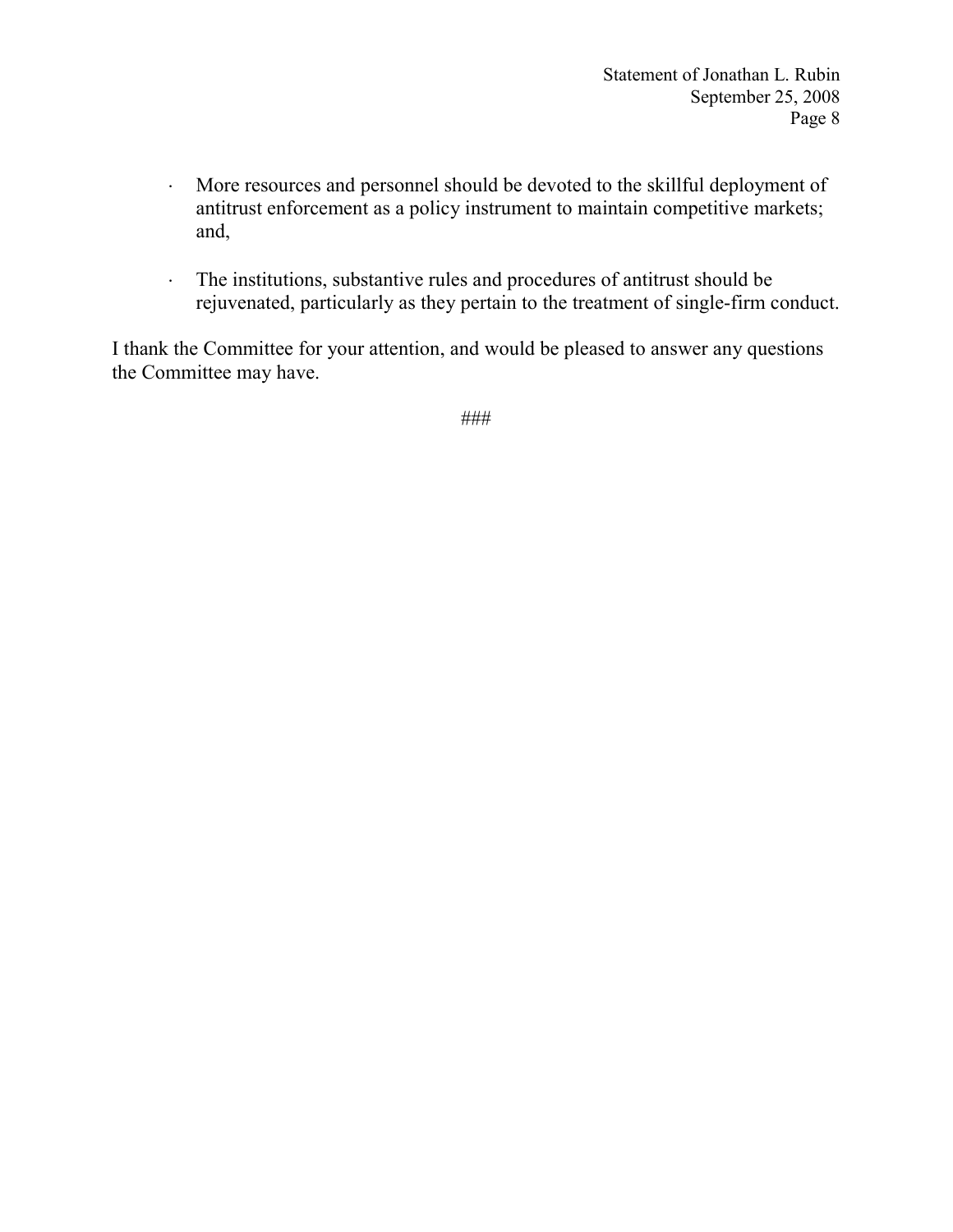- More resources and personnel should be devoted to the skillful deployment of antitrust enforcement as a policy instrument to maintain competitive markets; and,

- The institutions, substantive rules and procedures of antitrust should be rejuvenated, particularly as they pertain to the treatment of single-firm conduct.

I thank the Committee for your attention, and would be pleased to answer any questions the Committee may have.

###